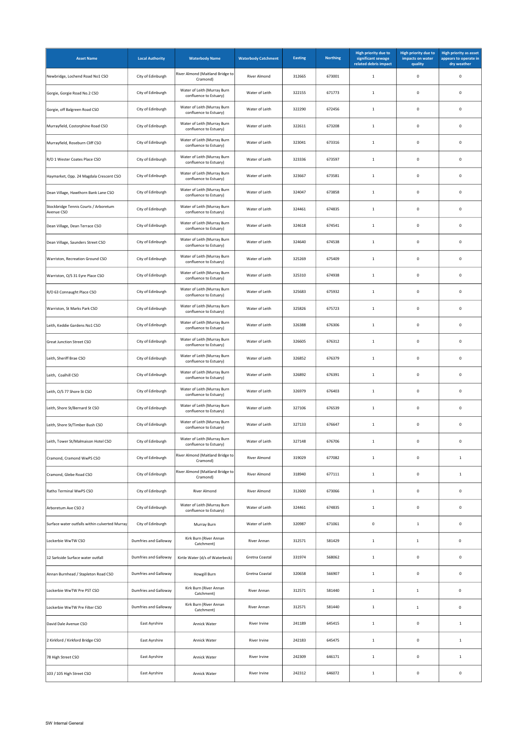| Asset Name | Local Authority | Waterbody Name | Waterbody Catchment | Easting | Northing | High priority due to significant sewage related debris impact | High priority due to impacts on water quality | High priority as asset appears to operate in dry weather |
|---|---|---|---|---|---|---|---|---|
| Newbridge, Lochend Road No1 CSO | City of Edinburgh | River Almond (Maitland Bridge to Cramond) | River Almond | 312665 | 673001 | 1 | 0 | 0 |
| Gorgie, Gorgie Road No.2 CSO | City of Edinburgh | Water of Leith (Murray Burn confluence to Estuary) | Water of Leith | 322155 | 671773 | 1 | 0 | 0 |
| Gorgie, off Balgreen Road CSO | City of Edinburgh | Water of Leith (Murray Burn confluence to Estuary) | Water of Leith | 322290 | 672456 | 1 | 0 | 0 |
| Murrayfield, Costorphine Road CSO | City of Edinburgh | Water of Leith (Murray Burn confluence to Estuary) | Water of Leith | 322611 | 673208 | 1 | 0 | 0 |
| Murrayfield, Roseburn Cliff CSO | City of Edinburgh | Water of Leith (Murray Burn confluence to Estuary) | Water of Leith | 323041 | 673316 | 1 | 0 | 0 |
| R/O 1 Wester Coates Place CSO | City of Edinburgh | Water of Leith (Murray Burn confluence to Estuary) | Water of Leith | 323336 | 673597 | 1 | 0 | 0 |
| Haymarket, Opp. 24 Magdala Crescent CSO | City of Edinburgh | Water of Leith (Murray Burn confluence to Estuary) | Water of Leith | 323667 | 673581 | 1 | 0 | 0 |
| Dean Village, Hawthorn Bank Lane CSO | City of Edinburgh | Water of Leith (Murray Burn confluence to Estuary) | Water of Leith | 324047 | 673858 | 1 | 0 | 0 |
| Stockbridge Tennis Courts / Arboretum Avenue CSO | City of Edinburgh | Water of Leith (Murray Burn confluence to Estuary) | Water of Leith | 324461 | 674835 | 1 | 0 | 0 |
| Dean Village, Dean Terrace CSO | City of Edinburgh | Water of Leith (Murray Burn confluence to Estuary) | Water of Leith | 324618 | 674541 | 1 | 0 | 0 |
| Dean Village, Saunders Street CSO | City of Edinburgh | Water of Leith (Murray Burn confluence to Estuary) | Water of Leith | 324640 | 674538 | 1 | 0 | 0 |
| Warriston, Recreation Ground CSO | City of Edinburgh | Water of Leith (Murray Burn confluence to Estuary) | Water of Leith | 325269 | 675409 | 1 | 0 | 0 |
| Warriston, O/S 31 Eyre Place CSO | City of Edinburgh | Water of Leith (Murray Burn confluence to Estuary) | Water of Leith | 325310 | 674938 | 1 | 0 | 0 |
| R/O 63 Connaught Place CSO | City of Edinburgh | Water of Leith (Murray Burn confluence to Estuary) | Water of Leith | 325683 | 675932 | 1 | 0 | 0 |
| Warriston, St Marks Park CSO | City of Edinburgh | Water of Leith (Murray Burn confluence to Estuary) | Water of Leith | 325826 | 675723 | 1 | 0 | 0 |
| Leith, Keddie Gardens No1 CSO | City of Edinburgh | Water of Leith (Murray Burn confluence to Estuary) | Water of Leith | 326388 | 676306 | 1 | 0 | 0 |
| Great Junction Street CSO | City of Edinburgh | Water of Leith (Murray Burn confluence to Estuary) | Water of Leith | 326605 | 676312 | 1 | 0 | 0 |
| Leith, Sheriff Brae CSO | City of Edinburgh | Water of Leith (Murray Burn confluence to Estuary) | Water of Leith | 326852 | 676379 | 1 | 0 | 0 |
| Leith, Coalhill CSO | City of Edinburgh | Water of Leith (Murray Burn confluence to Estuary) | Water of Leith | 326892 | 676391 | 1 | 0 | 0 |
| Leith, O/S 77 Shore St CSO | City of Edinburgh | Water of Leith (Murray Burn confluence to Estuary) | Water of Leith | 326979 | 676403 | 1 | 0 | 0 |
| Leith, Shore St/Bernard St CSO | City of Edinburgh | Water of Leith (Murray Burn confluence to Estuary) | Water of Leith | 327106 | 676539 | 1 | 0 | 0 |
| Leith, Shore St/Timber Bush CSO | City of Edinburgh | Water of Leith (Murray Burn confluence to Estuary) | Water of Leith | 327133 | 676647 | 1 | 0 | 0 |
| Leith, Tower St/Malmaison Hotel CSO | City of Edinburgh | Water of Leith (Murray Burn confluence to Estuary) | Water of Leith | 327148 | 676706 | 1 | 0 | 0 |
| Cramond, Cramond WwPS CSO | City of Edinburgh | River Almond (Maitland Bridge to Cramond) | River Almond | 319029 | 677082 | 1 | 0 | 1 |
| Cramond, Glebe Road CSO | City of Edinburgh | River Almond (Maitland Bridge to Cramond) | River Almond | 318940 | 677111 | 1 | 0 | 1 |
| Ratho Terminal WwPS CSO | City of Edinburgh | River Almond | River Almond | 312600 | 673066 | 1 | 0 | 0 |
| Arboretum Ave CSO 2 | City of Edinburgh | Water of Leith (Murray Burn confluence to Estuary) | Water of Leith | 324461 | 674835 | 1 | 0 | 0 |
| Surface water outfalls within culverted Murray | City of Edinburgh | Murray Burn | Water of Leith | 320987 | 671061 | 0 | 1 | 0 |
| Lockerbie WwTW CSO | Dumfries and Galloway | Kirk Burn (River Annan Catchment) | River Annan | 312571 | 581429 | 1 | 1 | 0 |
| 12 Sarkside Surface water outfall | Dumfries and Galloway | Kirtle Water (d/s of Waterbeck) | Gretna Coastal | 331974 | 568062 | 1 | 0 | 0 |
| Annan Burnhead / Stapleton Road CSO | Dumfries and Galloway | Howgill Burn | Gretna Coastal | 320658 | 566907 | 1 | 0 | 0 |
| Lockerbie WwTW Pre PST CSO | Dumfries and Galloway | Kirk Burn (River Annan Catchment) | River Annan | 312571 | 581440 | 1 | 1 | 0 |
| Lockerbie WwTW Pre Filter CSO | Dumfries and Galloway | Kirk Burn (River Annan Catchment) | River Annan | 312571 | 581440 | 1 | 1 | 0 |
| David Dale Avenue CSO | East Ayrshire | Annick Water | River Irvine | 241189 | 645415 | 1 | 0 | 1 |
| 2 Kirkford / Kirkford Bridge CSO | East Ayrshire | Annick Water | River Irvine | 242183 | 645475 | 1 | 0 | 1 |
| 78 High Street CSO | East Ayrshire | Annick Water | River Irvine | 242309 | 646171 | 1 | 0 | 1 |
| 103 / 105 High Street CSO | East Ayrshire | Annick Water | River Irvine | 242312 | 646072 | 1 | 0 | 0 |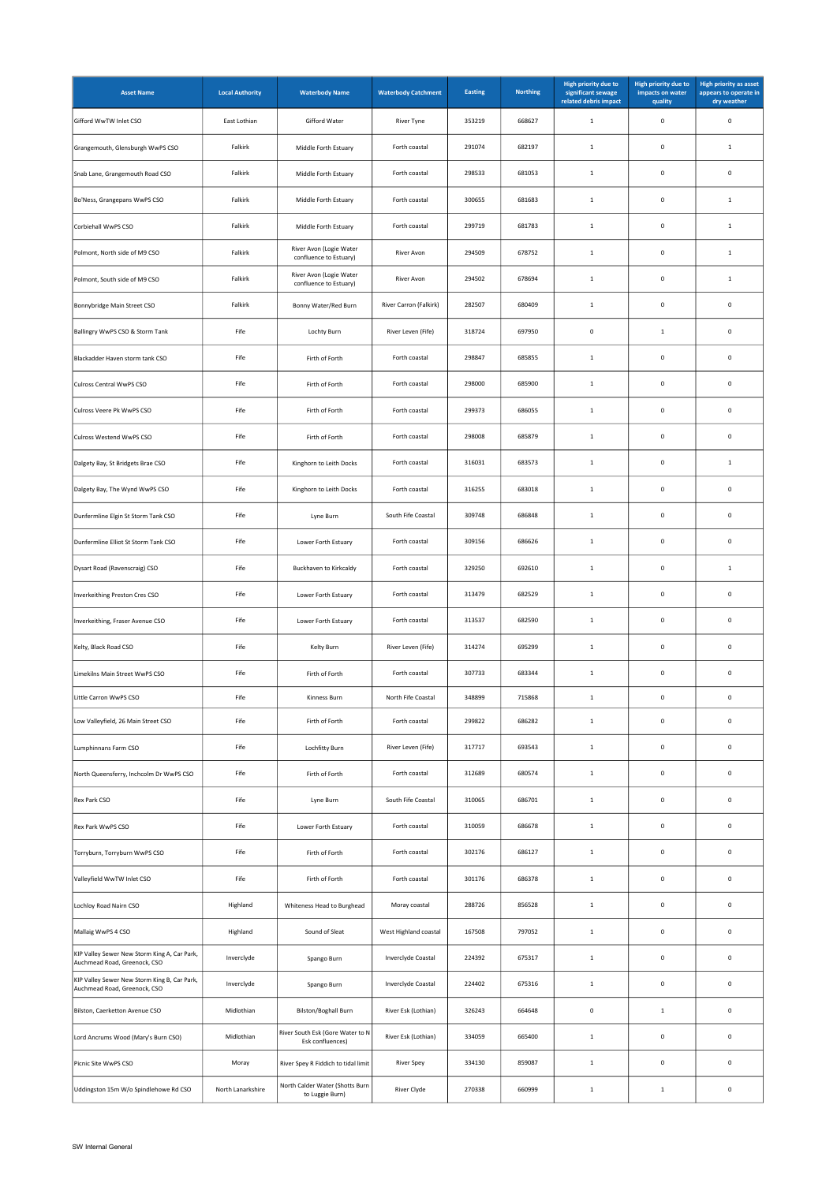| Asset Name | Local Authority | Waterbody Name | Waterbody Catchment | Easting | Northing | High priority due to significant sewage related debris impact | High priority due to impacts on water quality | High priority as asset appears to operate in dry weather |
|---|---|---|---|---|---|---|---|---|
| Gifford WwTW Inlet CSO | East Lothian | Gifford Water | River Tyne | 353219 | 668627 | 1 | 0 | 0 |
| Grangemouth, Glensburgh WwPS CSO | Falkirk | Middle Forth Estuary | Forth coastal | 291074 | 682197 | 1 | 0 | 1 |
| Snab Lane, Grangemouth Road CSO | Falkirk | Middle Forth Estuary | Forth coastal | 298533 | 681053 | 1 | 0 | 0 |
| Bo'Ness, Grangepans WwPS CSO | Falkirk | Middle Forth Estuary | Forth coastal | 300655 | 681683 | 1 | 0 | 1 |
| Corbiehall WwPS CSO | Falkirk | Middle Forth Estuary | Forth coastal | 299719 | 681783 | 1 | 0 | 1 |
| Polmont, North side of M9 CSO | Falkirk | River Avon (Logie Water confluence to Estuary) | River Avon | 294509 | 678752 | 1 | 0 | 1 |
| Polmont, South side of M9 CSO | Falkirk | River Avon (Logie Water confluence to Estuary) | River Avon | 294502 | 678694 | 1 | 0 | 1 |
| Bonnybridge Main Street CSO | Falkirk | Bonny Water/Red Burn | River Carron (Falkirk) | 282507 | 680409 | 1 | 0 | 0 |
| Ballingry WwPS CSO & Storm Tank | Fife | Lochty Burn | River Leven (Fife) | 318724 | 697950 | 0 | 1 | 0 |
| Blackadder Haven storm tank CSO | Fife | Firth of Forth | Forth coastal | 298847 | 685855 | 1 | 0 | 0 |
| Culross Central WwPS CSO | Fife | Firth of Forth | Forth coastal | 298000 | 685900 | 1 | 0 | 0 |
| Culross Veere Pk WwPS CSO | Fife | Firth of Forth | Forth coastal | 299373 | 686055 | 1 | 0 | 0 |
| Culross Westend WwPS CSO | Fife | Firth of Forth | Forth coastal | 298008 | 685879 | 1 | 0 | 0 |
| Dalgety Bay, St Bridgets Brae CSO | Fife | Kinghorn to Leith Docks | Forth coastal | 316031 | 683573 | 1 | 0 | 1 |
| Dalgety Bay, The Wynd WwPS CSO | Fife | Kinghorn to Leith Docks | Forth coastal | 316255 | 683018 | 1 | 0 | 0 |
| Dunfermline Elgin St Storm Tank CSO | Fife | Lyne Burn | South Fife Coastal | 309748 | 686848 | 1 | 0 | 0 |
| Dunfermline Elliot St Storm Tank CSO | Fife | Lower Forth Estuary | Forth coastal | 309156 | 686626 | 1 | 0 | 0 |
| Dysart Road (Ravenscraig) CSO | Fife | Buckhaven to Kirkcaldy | Forth coastal | 329250 | 692610 | 1 | 0 | 1 |
| Inverkeithing Preston Cres CSO | Fife | Lower Forth Estuary | Forth coastal | 313479 | 682529 | 1 | 0 | 0 |
| Inverkeithing, Fraser Avenue CSO | Fife | Lower Forth Estuary | Forth coastal | 313537 | 682590 | 1 | 0 | 0 |
| Kelty, Black Road CSO | Fife | Kelty Burn | River Leven (Fife) | 314274 | 695299 | 1 | 0 | 0 |
| Limekilns Main Street WwPS CSO | Fife | Firth of Forth | Forth coastal | 307733 | 683344 | 1 | 0 | 0 |
| Little Carron WwPS CSO | Fife | Kinness Burn | North Fife Coastal | 348899 | 715868 | 1 | 0 | 0 |
| Low Valleyfield, 26 Main Street CSO | Fife | Firth of Forth | Forth coastal | 299822 | 686282 | 1 | 0 | 0 |
| Lumphinnans Farm CSO | Fife | Lochfitty Burn | River Leven (Fife) | 317717 | 693543 | 1 | 0 | 0 |
| North Queensferry, Inchcolm Dr WwPS CSO | Fife | Firth of Forth | Forth coastal | 312689 | 680574 | 1 | 0 | 0 |
| Rex Park CSO | Fife | Lyne Burn | South Fife Coastal | 310065 | 686701 | 1 | 0 | 0 |
| Rex Park WwPS CSO | Fife | Lower Forth Estuary | Forth coastal | 310059 | 686678 | 1 | 0 | 0 |
| Torryburn, Torryburn WwPS CSO | Fife | Firth of Forth | Forth coastal | 302176 | 686127 | 1 | 0 | 0 |
| Valleyfield WwTW Inlet CSO | Fife | Firth of Forth | Forth coastal | 301176 | 686378 | 1 | 0 | 0 |
| Lochloy Road Nairn CSO | Highland | Whiteness Head to Burghead | Moray coastal | 288726 | 856528 | 1 | 0 | 0 |
| Mallaig WwPS 4 CSO | Highland | Sound of Sleat | West Highland coastal | 167508 | 797052 | 1 | 0 | 0 |
| KIP Valley Sewer New Storm King A, Car Park, Auchmead Road, Greenock, CSO | Inverclyde | Spango Burn | Inverclyde Coastal | 224392 | 675317 | 1 | 0 | 0 |
| KIP Valley Sewer New Storm King B, Car Park, Auchmead Road, Greenock, CSO | Inverclyde | Spango Burn | Inverclyde Coastal | 224402 | 675316 | 1 | 0 | 0 |
| Bilston, Caerketton Avenue CSO | Midlothian | Bilston/Boghall Burn | River Esk (Lothian) | 326243 | 664648 | 0 | 1 | 0 |
| Lord Ancrums Wood (Mary's Burn CSO) | Midlothian | River South Esk (Gore Water to N Esk confluences) | River Esk (Lothian) | 334059 | 665400 | 1 | 0 | 0 |
| Picnic Site WwPS CSO | Moray | River Spey R Fiddich to tidal limit | River Spey | 334130 | 859087 | 1 | 0 | 0 |
| Uddingston 15m W/o Spindlehowe Rd CSO | North Lanarkshire | North Calder Water (Shotts Burn to Luggie Burn) | River Clyde | 270338 | 660999 | 1 | 1 | 0 |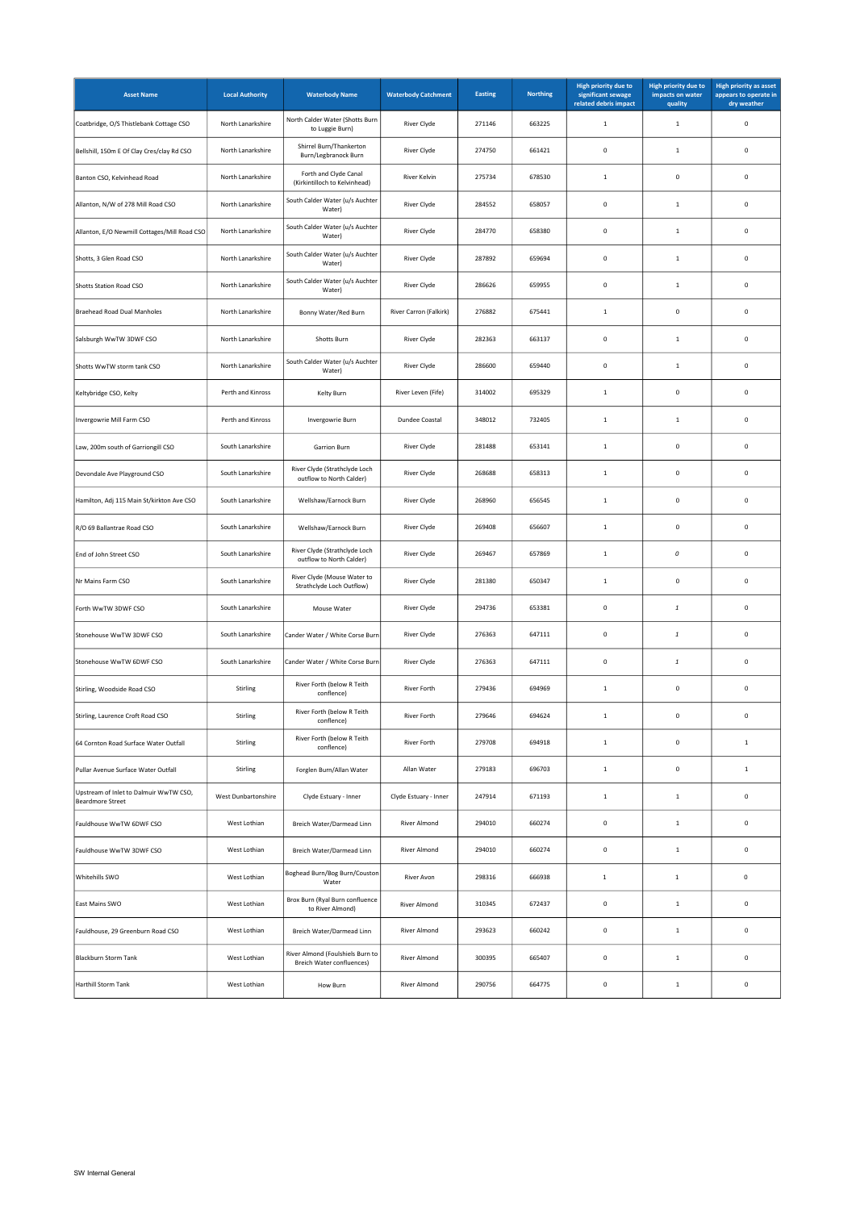| Asset Name | Local Authority | Waterbody Name | Waterbody Catchment | Easting | Northing | High priority due to significant sewage related debris impact | High priority due to impacts on water quality | High priority as asset appears to operate in dry weather |
|---|---|---|---|---|---|---|---|---|
| Coatbridge, O/S Thistlebank Cottage CSO | North Lanarkshire | North Calder Water (Shotts Burn to Luggie Burn) | River Clyde | 271146 | 663225 | 1 | 1 | 0 |
| Bellshill, 150m E Of Clay Cres/clay Rd CSO | North Lanarkshire | Shirrel Burn/Thankerton Burn/Legbranock Burn | River Clyde | 274750 | 661421 | 0 | 1 | 0 |
| Banton CSO, Kelvinhead Road | North Lanarkshire | Forth and Clyde Canal (Kirkintilloch to Kelvinhead) | River Kelvin | 275734 | 678530 | 1 | 0 | 0 |
| Allanton, N/W of 278 Mill Road CSO | North Lanarkshire | South Calder Water (u/s Auchter Water) | River Clyde | 284552 | 658057 | 0 | 1 | 0 |
| Allanton, E/O Newmill Cottages/Mill Road CSO | North Lanarkshire | South Calder Water (u/s Auchter Water) | River Clyde | 284770 | 658380 | 0 | 1 | 0 |
| Shotts, 3 Glen Road CSO | North Lanarkshire | South Calder Water (u/s Auchter Water) | River Clyde | 287892 | 659694 | 0 | 1 | 0 |
| Shotts Station Road CSO | North Lanarkshire | South Calder Water (u/s Auchter Water) | River Clyde | 286626 | 659955 | 0 | 1 | 0 |
| Braehead Road Dual Manholes | North Lanarkshire | Bonny Water/Red Burn | River Carron (Falkirk) | 276882 | 675441 | 1 | 0 | 0 |
| Salsburgh WwTW 3DWF CSO | North Lanarkshire | Shotts Burn | River Clyde | 282363 | 663137 | 0 | 1 | 0 |
| Shotts WwTW storm tank CSO | North Lanarkshire | South Calder Water (u/s Auchter Water) | River Clyde | 286600 | 659440 | 0 | 1 | 0 |
| Keltybridge CSO, Kelty | Perth and Kinross | Kelty Burn | River Leven (Fife) | 314002 | 695329 | 1 | 0 | 0 |
| Invergowrie Mill Farm CSO | Perth and Kinross | Invergowrie Burn | Dundee Coastal | 348012 | 732405 | 1 | 1 | 0 |
| Law, 200m south of Garriongill CSO | South Lanarkshire | Garrion Burn | River Clyde | 281488 | 653141 | 1 | 0 | 0 |
| Devondale Ave Playground CSO | South Lanarkshire | River Clyde (Strathclyde Loch outflow to North Calder) | River Clyde | 268688 | 658313 | 1 | 0 | 0 |
| Hamilton, Adj 115 Main St/kirkton Ave CSO | South Lanarkshire | Wellshaw/Earnock Burn | River Clyde | 268960 | 656545 | 1 | 0 | 0 |
| R/O 69 Ballantrae Road CSO | South Lanarkshire | Wellshaw/Earnock Burn | River Clyde | 269408 | 656607 | 1 | 0 | 0 |
| End of John Street CSO | South Lanarkshire | River Clyde (Strathclyde Loch outflow to North Calder) | River Clyde | 269467 | 657869 | 1 | 0 | 0 |
| Nr Mains Farm CSO | South Lanarkshire | River Clyde (Mouse Water to Strathclyde Loch Outflow) | River Clyde | 281380 | 650347 | 1 | 0 | 0 |
| Forth WwTW 3DWF CSO | South Lanarkshire | Mouse Water | River Clyde | 294736 | 653381 | 0 | 1 | 0 |
| Stonehouse WwTW 3DWF CSO | South Lanarkshire | Cander Water / White Corse Burn | River Clyde | 276363 | 647111 | 0 | 1 | 0 |
| Stonehouse WwTW 6DWF CSO | South Lanarkshire | Cander Water / White Corse Burn | River Clyde | 276363 | 647111 | 0 | 1 | 0 |
| Stirling, Woodside Road CSO | Stirling | River Forth (below R Teith conflence) | River Forth | 279436 | 694969 | 1 | 0 | 0 |
| Stirling, Laurence Croft Road CSO | Stirling | River Forth (below R Teith conflence) | River Forth | 279646 | 694624 | 1 | 0 | 0 |
| 64 Cornton Road Surface Water Outfall | Stirling | River Forth (below R Teith conflence) | River Forth | 279708 | 694918 | 1 | 0 | 1 |
| Pullar Avenue Surface Water Outfall | Stirling | Forglen Burn/Allan Water | Allan Water | 279183 | 696703 | 1 | 0 | 1 |
| Upstream of Inlet to Dalmuir WwTW CSO, Beardmore Street | West Dunbartonshire | Clyde Estuary - Inner | Clyde Estuary - Inner | 247914 | 671193 | 1 | 1 | 0 |
| Fauldhouse WwTW 6DWF CSO | West Lothian | Breich Water/Darmead Linn | River Almond | 294010 | 660274 | 0 | 1 | 0 |
| Fauldhouse WwTW 3DWF CSO | West Lothian | Breich Water/Darmead Linn | River Almond | 294010 | 660274 | 0 | 1 | 0 |
| Whitehills SWO | West Lothian | Boghead Burn/Bog Burn/Couston Water | River Avon | 298316 | 666938 | 1 | 1 | 0 |
| East Mains SWO | West Lothian | Brox Burn (Ryal Burn confluence to River Almond) | River Almond | 310345 | 672437 | 0 | 1 | 0 |
| Fauldhouse, 29 Greenburn Road CSO | West Lothian | Breich Water/Darmead Linn | River Almond | 293623 | 660242 | 0 | 1 | 0 |
| Blackburn Storm Tank | West Lothian | River Almond (Foulshiels Burn to Breich Water confluences) | River Almond | 300395 | 665407 | 0 | 1 | 0 |
| Harthill Storm Tank | West Lothian | How Burn | River Almond | 290756 | 664775 | 0 | 1 | 0 |

SW Internal General